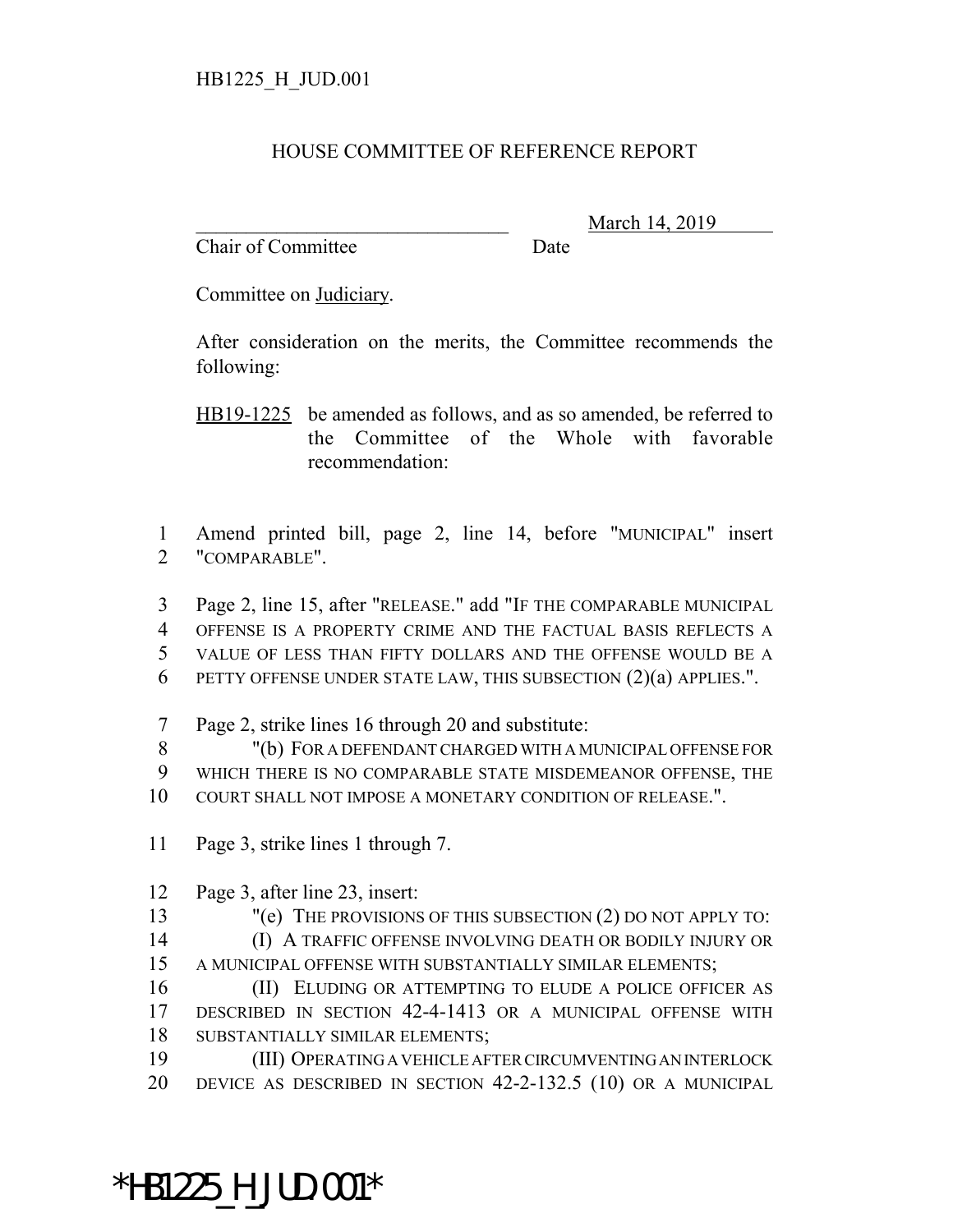HB1225_H_JUD.001

# HOUSE COMMITTEE OF REFERENCE REPORT

________________________________ March 14, 2019
Chair of Committee Date

Committee on Judiciary.

After consideration on the merits, the Committee recommends the following:

HB19-1225 be amended as follows, and as so amended, be referred to the Committee of the Whole with favorable recommendation:

1 Amend printed bill, page 2, line 14, before "MUNICIPAL" insert
2 "COMPARABLE".

3 Page 2, line 15, after "RELEASE." add "IF THE COMPARABLE MUNICIPAL
4 OFFENSE IS A PROPERTY CRIME AND THE FACTUAL BASIS REFLECTS A
5 VALUE OF LESS THAN FIFTY DOLLARS AND THE OFFENSE WOULD BE A
6 PETTY OFFENSE UNDER STATE LAW, THIS SUBSECTION (2)(a) APPLIES.".

7 Page 2, strike lines 16 through 20 and substitute:
8 "(b) FOR A DEFENDANT CHARGED WITH A MUNICIPAL OFFENSE FOR
9 WHICH THERE IS NO COMPARABLE STATE MISDEMEANOR OFFENSE, THE
10 COURT SHALL NOT IMPOSE A MONETARY CONDITION OF RELEASE.".

11 Page 3, strike lines 1 through 7.

12 Page 3, after line 23, insert:
13 "(e) THE PROVISIONS OF THIS SUBSECTION (2) DO NOT APPLY TO:
14 (I) A TRAFFIC OFFENSE INVOLVING DEATH OR BODILY INJURY OR
15 A MUNICIPAL OFFENSE WITH SUBSTANTIALLY SIMILAR ELEMENTS;
16 (II) ELUDING OR ATTEMPTING TO ELUDE A POLICE OFFICER AS
17 DESCRIBED IN SECTION 42-4-1413 OR A MUNICIPAL OFFENSE WITH
18 SUBSTANTIALLY SIMILAR ELEMENTS;
19 (III) OPERATING A VEHICLE AFTER CIRCUMVENTING AN INTERLOCK
20 DEVICE AS DESCRIBED IN SECTION 42-2-132.5 (10) OR A MUNICIPAL

*HB1225_H_JUD.001*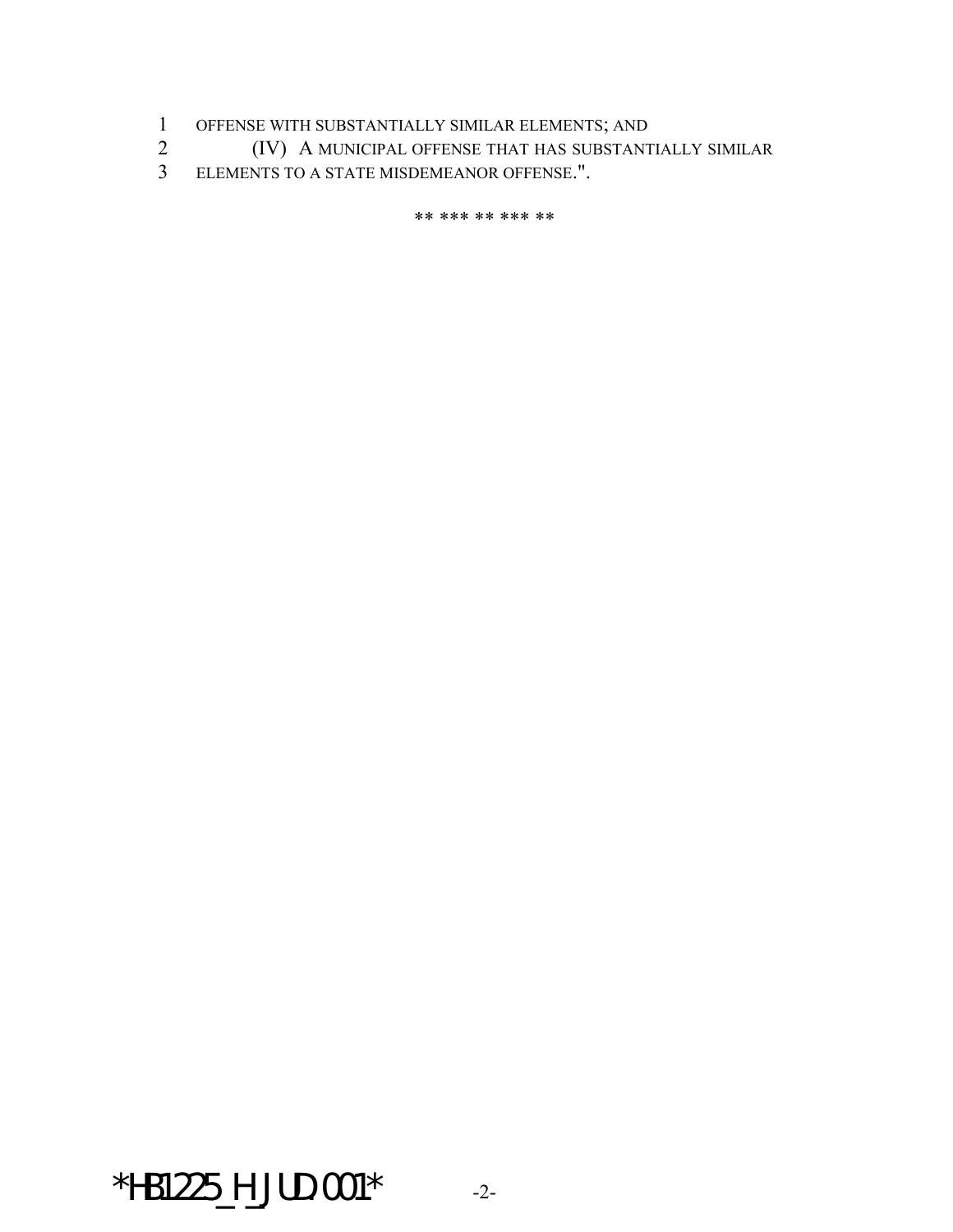1 OFFENSE WITH SUBSTANTIALLY SIMILAR ELEMENTS; AND

2 (IV) A MUNICIPAL OFFENSE THAT HAS SUBSTANTIALLY SIMILAR

3 ELEMENTS TO A STATE MISDEMEANOR OFFENSE.".

** *** ** *** **

*HB1225_H_JUD.001*